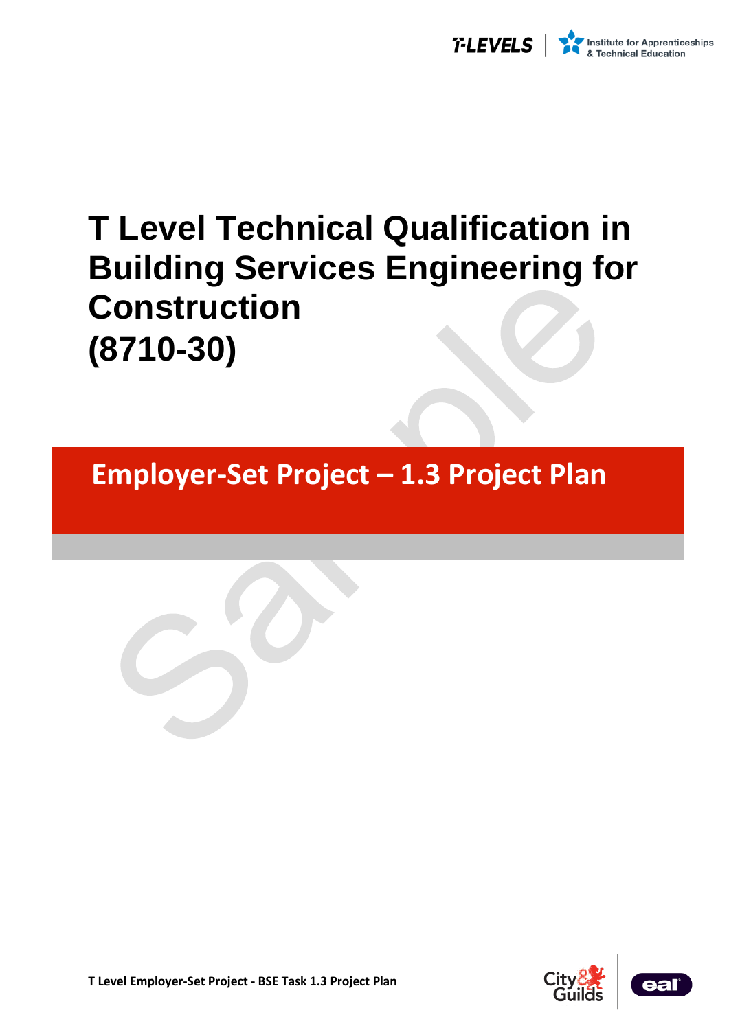# T Level Technical Qualification in Building Services Engineering for Construction (8710-30)

## Employer-Set Project – 1.3 Project Plan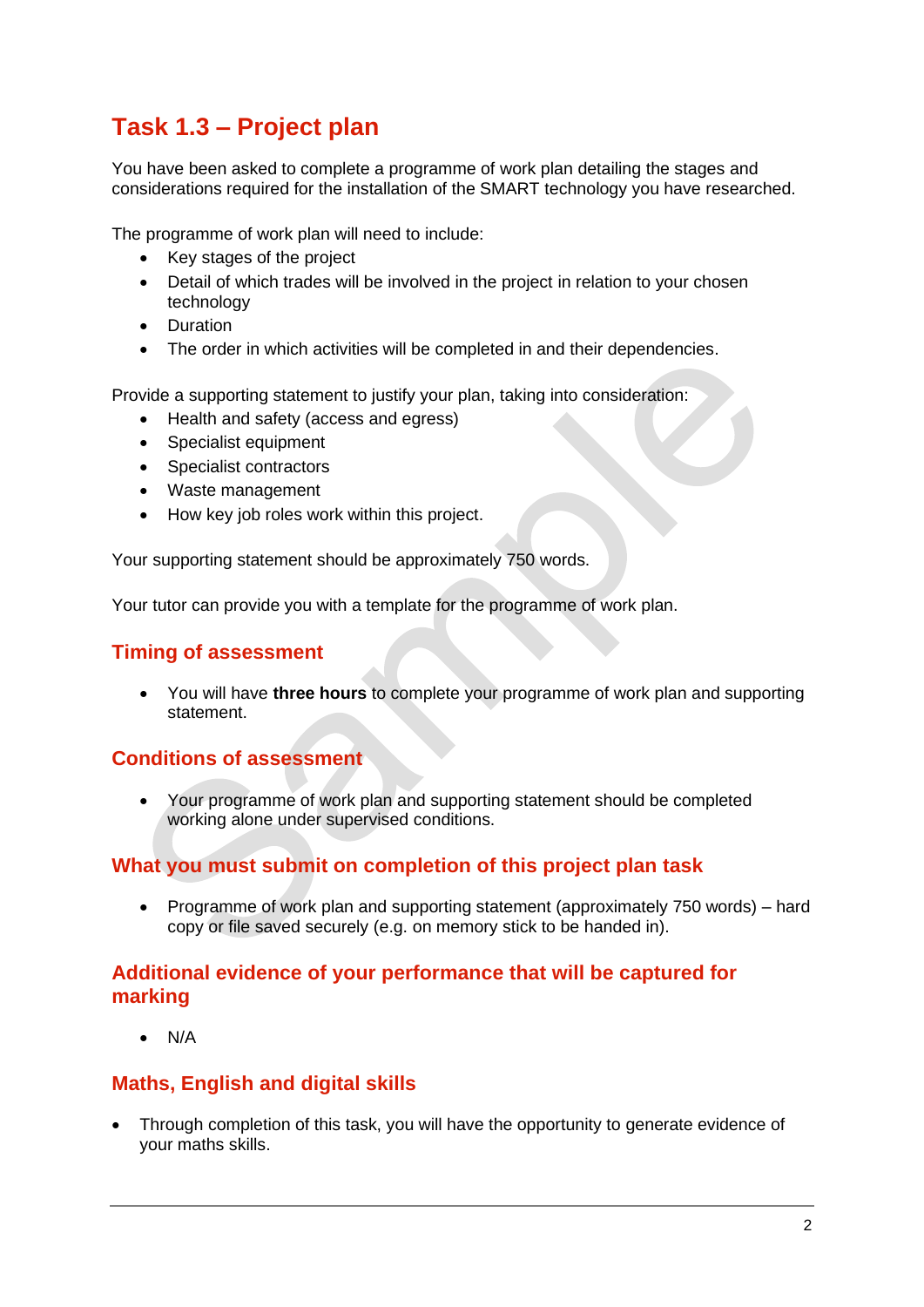# Task 1.3 – Project plan

You have been asked to complete a programme of work plan detailing the stages and considerations required for the installation of the SMART technology you have researched.

The programme of work plan will need to include:

- Key stages of the project
- Detail of which trades will be involved in the project in relation to your chosen technology
- Duration
- The order in which activities will be completed in and their dependencies.

Provide a supporting statement to justify your plan, taking into consideration:

- Health and safety (access and egress)
- Specialist equipment
- Specialist contractors
- Waste management
- How key job roles work within this project.

Your supporting statement should be approximately 750 words.

Your tutor can provide you with a template for the programme of work plan.

## Timing of assessment

- You will have **three hours** to complete your programme of work plan and supporting statement.

## Conditions of assessment

- Your programme of work plan and supporting statement should be completed working alone under supervised conditions.

## What you must submit on completion of this project plan task

- Programme of work plan and supporting statement (approximately 750 words) – hard copy or file saved securely (e.g. on memory stick to be handed in).

## Additional evidence of your performance that will be captured for marking

- N/A

## Maths, English and digital skills

- Through completion of this task, you will have the opportunity to generate evidence of your maths skills.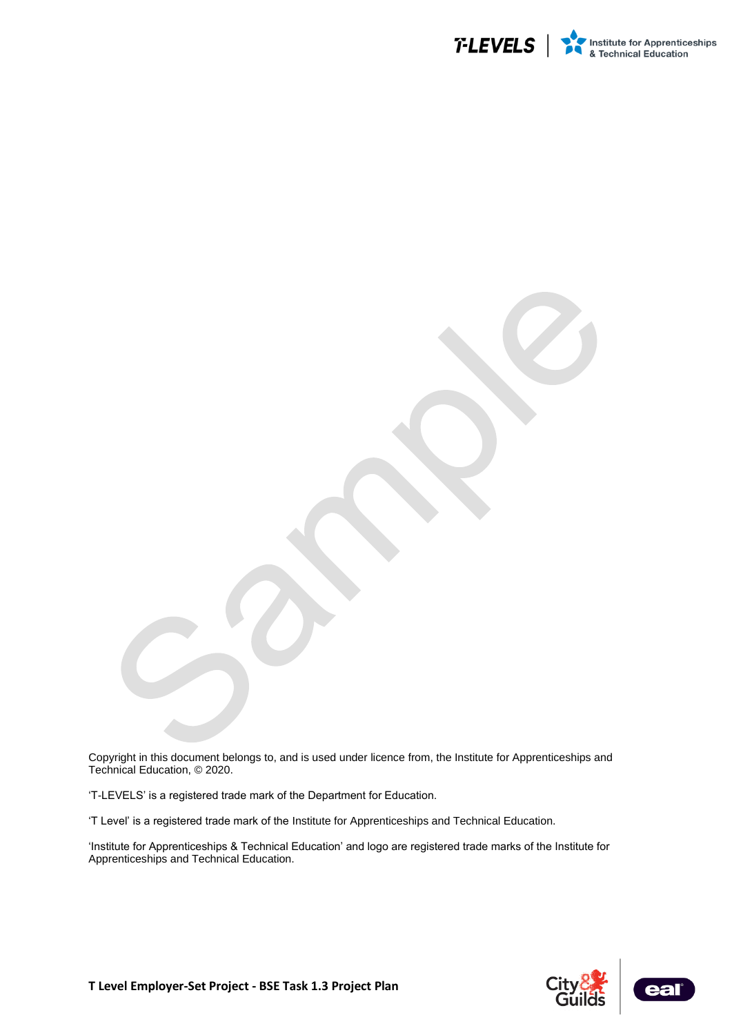Copyright in this document belongs to, and is used under licence from, the Institute for Apprenticeships and Technical Education, © 2020.

'T-LEVELS' is a registered trade mark of the Department for Education.

'T Level' is a registered trade mark of the Institute for Apprenticeships and Technical Education.

'Institute for Apprenticeships & Technical Education' and logo are registered trade marks of the Institute for Apprenticeships and Technical Education.